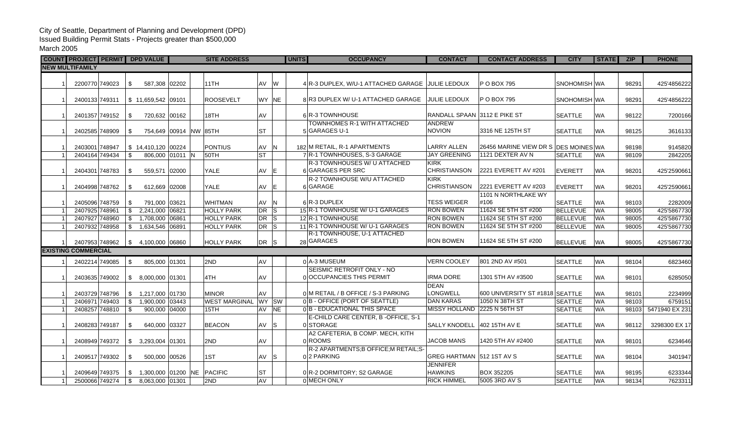City of Seattle, Department of Planning and Development (DPD)
Issued Building Permit Stats - Projects greater than $500,000
March 2005

| COUNT | PROJECT | PERMIT | DPD VALUE | | | SITE ADDRESS | | | UNITS | OCCUPANCY | CONTACT | CONTACT ADDRESS | CITY | STATE | ZIP | PHONE |
|---|---|---|---|---|---|---|---|---|---|---|---|---|---|---|---|---|
| **NEW MULTIFAMILY** | | | | | | | | | | | | | | | | |
| 1 | 2200770 | 749023 | $ 587,308 | 02202 | | 11TH | AV | W | 4 | R-3 DUPLEX, W/U-1 ATTACHED GARAGE | JULIE LEDOUX | P O BOX 795 | SNOHOMISH | WA | 98291 | 425'4856222 |
| 1 | 2400133 | 749311 | $ 11,659,542 | 09101 | | ROOSEVELT | WY | NE | 8 | R3 DUPLEX W/ U-1 ATTACHED GARAGE | JULIE LEDOUX | P O BOX 795 | SNOHOMISH | WA | 98291 | 425'4856222 |
| 1 | 2401357 | 749152 | $ 720,632 | 00162 | | 18TH | AV | | 6 | R-3 TOWNHOUSE | RANDALL SPAAN | 3112 E PIKE ST | SEATTLE | WA | 98122 | 7200166 |
| 1 | 2402585 | 748909 | $ 754,649 | 00914 | NW | 85TH | ST | | 5 | TOWNHOMES R-1 WITH ATTACHED GARAGES U-1 | ANDREW NOVION | 3316 NE 125TH ST | SEATTLE | WA | 98125 | 3616133 |
| 1 | 2403001 | 748947 | $ 14,410,120 | 00224 | | PONTIUS | AV | N | 182 | M RETAIL, R-1 APARTMENTS | LARRY ALLEN | 26456 MARINE VIEW DR S | DES MOINES | WA | 98198 | 9145820 |
| 1 | 2404164 | 749434 | $ 806,000 | 01011 | N | 50TH | ST | | 7 | R-1 TOWNHOUSES, S-3 GARAGE | JAY GREENING | 1121 DEXTER AV N | SEATTLE | WA | 98109 | 2842205 |
| 1 | 2404301 | 748783 | $ 559,571 | 02000 | | YALE | AV | E | 6 | R-3 TOWNHOUSES W/ U ATTACHED GARAGES PER SRC | KIRK CHRISTIANSON | 2221 EVERETT AV #201 | EVERETT | WA | 98201 | 425'2590661 |
| 1 | 2404998 | 748762 | $ 612,669 | 02008 | | YALE | AV | E | 6 | R-2 TOWNHOUSE W/U ATTACHED GARAGE | KIRK CHRISTIANSON | 2221 EVERETT AV #203 | EVERETT | WA | 98201 | 425'2590661 |
| 1 | 2405096 | 748759 | $ 791,000 | 03621 | | WHITMAN | AV | N | 6 | R-3 DUPLEX | TESS WEIGER | 1101 N NORTHLAKE WY #106 | SEATTLE | WA | 98103 | 2282009 |
| 1 | 2407925 | 748961 | $ 2,241,000 | 06821 | | HOLLY PARK | DR | S | 15 | R-1 TOWNHOUSE W/ U-1 GARAGES | RON BOWEN | 11624 SE 5TH ST #200 | BELLEVUE | WA | 98005 | 425'5867730 |
| 1 | 2407927 | 748960 | $ 1,708,000 | 06861 | | HOLLY PARK | DR | S | 12 | R-1 TOWNHOUSE | RON BOWEN | 11624 SE 5TH ST #200 | BELLEVUE | WA | 98005 | 425'5867730 |
| 1 | 2407932 | 748958 | $ 1,634,546 | 06891 | | HOLLY PARK | DR | S | 11 | R-1 TOWNHOUSE W/ U-1 GARAGES | RON BOWEN | 11624 SE 5TH ST #200 | BELLEVUE | WA | 98005 | 425'5867730 |
| 1 | 2407953 | 748962 | $ 4,100,000 | 06860 | | HOLLY PARK | DR | S | 28 | R-1 TOWNHOUSE, U-1 ATTACHED GARAGES | RON BOWEN | 11624 SE 5TH ST #200 | BELLEVUE | WA | 98005 | 425'5867730 |
| **EXISTING COMMERCIAL** | | | | | | | | | | | | | | | | |
| 1 | 2402214 | 749085 | $ 805,000 | 01301 | | 2ND | AV | | 0 | A-3 MUSEUM | VERN COOLEY | 801 2ND AV #501 | SEATTLE | WA | 98104 | 6823460 |
| 1 | 2403635 | 749002 | $ 8,000,000 | 01301 | | 4TH | AV | | 0 | SEISMIC RETROFIT ONLY - NO OCCUPANCIES THIS PERMIT | IRMA DORE | 1301 5TH AV #3500 | SEATTLE | WA | 98101 | 6285050 |
| 1 | 2403729 | 748796 | $ 1,217,000 | 01730 | | MINOR | AV | | 0 | M RETAIL / B OFFICE / S-3 PARKING | DEAN LONGWELL | 600 UNIVERSITY ST #1818 | SEATTLE | WA | 98101 | 2234999 |
| 1 | 2406971 | 749403 | $ 1,900,000 | 03443 | | WEST MARGINAL | WY | SW | 0 | B - OFFICE (PORT OF SEATTLE) | DAN KARAS | 1050 N 38TH ST | SEATTLE | WA | 98103 | 6759151 |
| 1 | 2408257 | 748810 | $ 900,000 | 04000 | | 15TH | AV | NE | 0 | B - EDUCATIONAL THIS SPACE | MISSY HOLLAND | 2225 N 56TH ST | SEATTLE | WA | 98103 | 5471940 EX 231 |
| 1 | 2408283 | 749187 | $ 640,000 | 03327 | | BEACON | AV | S | 0 | E-CHILD CARE CENTER, B -OFFICE, S-1 STORAGE | SALLY KNODELL | 402 15TH AV E | SEATTLE | WA | 98112 | 3298300 EX 17 |
| 1 | 2408949 | 749372 | $ 3,293,004 | 01301 | | 2ND | AV | | 0 | A2 CAFETERIA, B COMP. MECH, KITH ROOMS | JACOB MANS | 1420 5TH AV #2400 | SEATTLE | WA | 98101 | 6234646 |
| 1 | 2409517 | 749302 | $ 500,000 | 00526 | | 1ST | AV | S | 0 | R-2 APARTMENTS;B OFFICE;M RETAIL;S-2 PARKING | GREG HARTMAN | 512 1ST AV S | SEATTLE | WA | 98104 | 3401947 |
| 1 | 2409649 | 749375 | $ 1,300,000 | 01200 | NE | PACIFIC | ST | | 0 | R-2 DORMITORY; S2 GARAGE | JENNIFER HAWKINS | BOX 352205 | SEATTLE | WA | 98195 | 6233344 |
| 1 | 2500066 | 749274 | $ 8,063,000 | 01301 | | 2ND | AV | | 0 | MECH ONLY | RICK HIMMEL | 5005 3RD AV S | SEATTLE | WA | 98134 | 7623311 |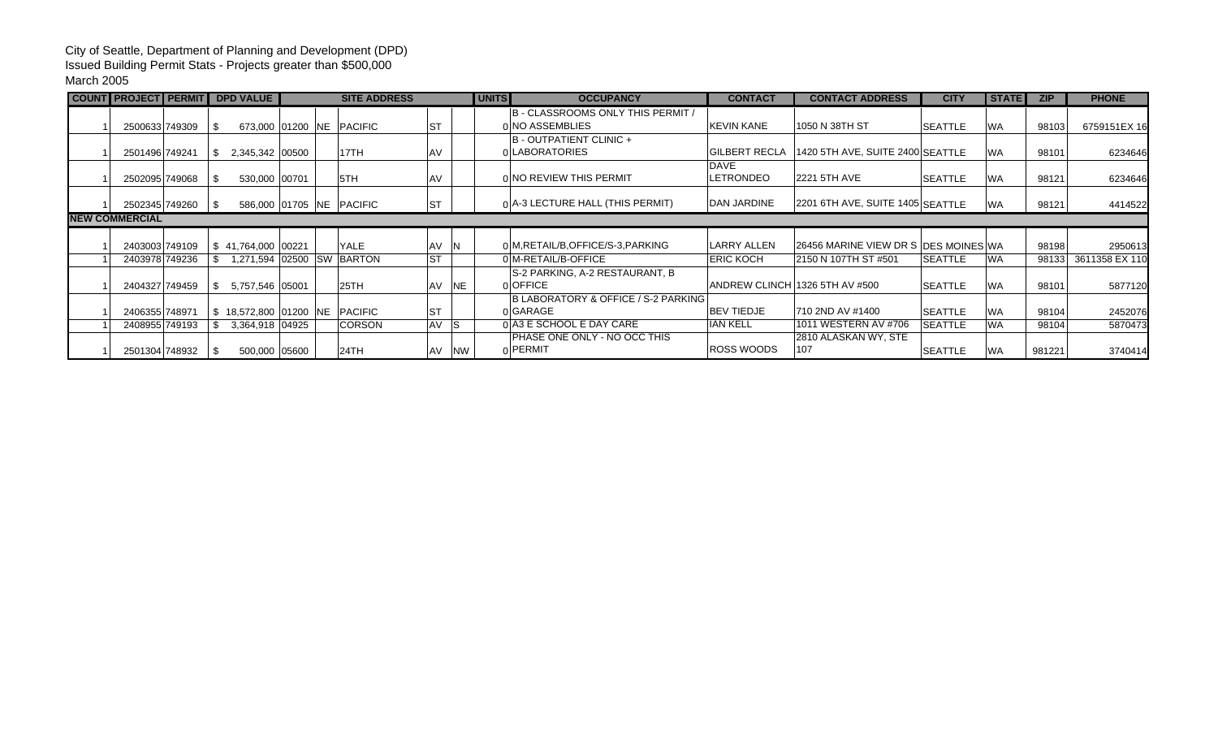City of Seattle, Department of Planning and Development (DPD)
Issued Building Permit Stats - Projects greater than $500,000
March 2005

| COUNT | PROJECT | PERMIT | DPD VALUE | SITE ADDRESS | | | | | UNITS | OCCUPANCY | CONTACT | CONTACT ADDRESS | CITY | STATE | ZIP | PHONE |
|---|---|---|---|---|---|---|---|---|---|---|---|---|---|---|---|---|
| 1 | 2500633 | 749309 | $ 673,000 | 01200 | NE | PACIFIC | ST | | 0 | B - CLASSROOMS ONLY THIS PERMIT / NO ASSEMBLIES | KEVIN KANE | 1050 N 38TH ST | SEATTLE | WA | 98103 | 6759151EX 16 |
| 1 | 2501496 | 749241 | $ 2,345,342 | 00500 | | 17TH | AV | | 0 | B - OUTPATIENT CLINIC + LABORATORIES | GILBERT RECLA | 1420 5TH AVE, SUITE 2400 | SEATTLE | WA | 98101 | 6234646 |
| 1 | 2502095 | 749068 | $ 530,000 | 00701 | | 5TH | AV | | 0 | NO REVIEW THIS PERMIT | DAVE LETRONDEO | 2221 5TH AVE | SEATTLE | WA | 98121 | 6234646 |
| 1 | 2502345 | 749260 | $ 586,000 | 01705 | NE | PACIFIC | ST | | 0 | A-3 LECTURE HALL (THIS PERMIT) | DAN JARDINE | 2201 6TH AVE, SUITE 1405 | SEATTLE | WA | 98121 | 4414522 |
| **NEW COMMERCIAL** | | | | | | | | | | | | | | | | |
| 1 | 2403003 | 749109 | $ 41,764,000 | 00221 | | YALE | AV | N | 0 | M,RETAIL/B,OFFICE/S-3,PARKING | LARRY ALLEN | 26456 MARINE VIEW DR S | DES MOINES | WA | 98198 | 2950613 |
| 1 | 2403978 | 749236 | $ 1,271,594 | 02500 | SW | BARTON | ST | | 0 | M-RETAIL/B-OFFICE | ERIC KOCH | 2150 N 107TH ST #501 | SEATTLE | WA | 98133 | 3611358 EX 110 |
| 1 | 2404327 | 749459 | $ 5,757,546 | 05001 | | 25TH | AV | NE | 0 | S-2 PARKING, A-2 RESTAURANT, B OFFICE | ANDREW CLINCH | 1326 5TH AV #500 | SEATTLE | WA | 98101 | 5877120 |
| 1 | 2406355 | 748971 | $ 18,572,800 | 01200 | NE | PACIFIC | ST | | 0 | B LABORATORY & OFFICE / S-2 PARKING GARAGE | BEV TIEDJE | 710 2ND AV #1400 | SEATTLE | WA | 98104 | 2452076 |
| 1 | 2408955 | 749193 | $ 3,364,918 | 04925 | | CORSON | AV | S | 0 | A3 E SCHOOL E DAY CARE | IAN KELL | 1011 WESTERN AV #706 | SEATTLE | WA | 98104 | 5870473 |
| 1 | 2501304 | 748932 | $ 500,000 | 05600 | | 24TH | AV | NW | 0 | PHASE ONE ONLY - NO OCC THIS PERMIT | ROSS WOODS | 2810 ALASKAN WY, STE 107 | SEATTLE | WA | 981221 | 3740414 |